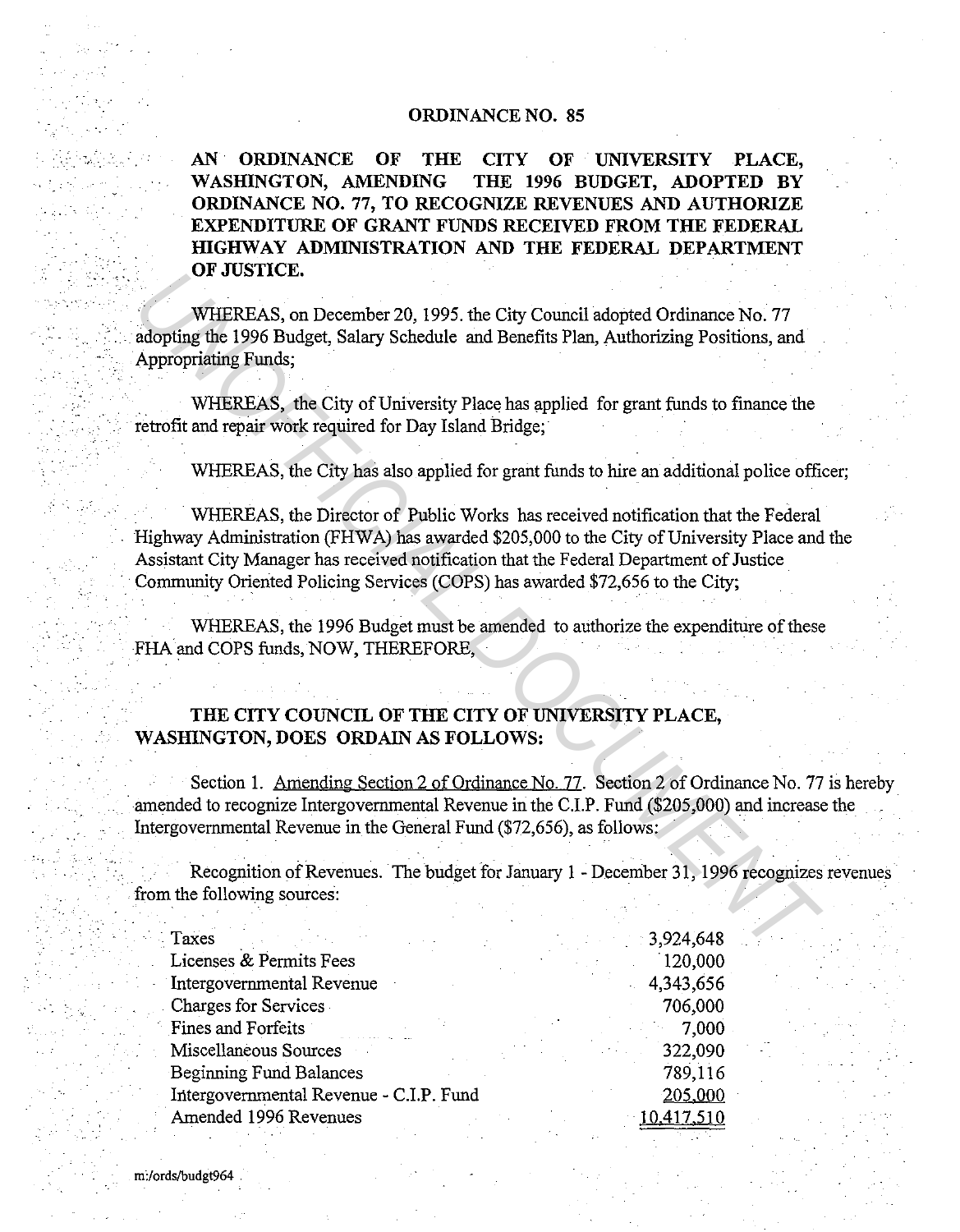# ORDINANCE NO. 85

**AN ORDINANCE OF THE CITY OF UNIVERSITY PLACE, WASHINGTON, AMENDING THE 1996 BUDGET, ADOPTED BY ORDINANCE NO. 77, TO RECOGNIZE REVENUES AND AUTHORIZE EXPENDITURE OF GRANT FUNDS RECEIVED FROM THE FEDERAL HIGHWAY ADMINISTRATION AND THE FEDERAL DEPARTMENT OF JUSTICE.**

WHEREAS, on December 20, 1995. the City Council adopted Ordinance No. 77 adopting the 1996 Budget, Salary Schedule and Benefits Plan, Authorizing Positions, and Appropriating Funds;

WHEREAS, the City of University Place has applied for grant funds to finance the retrofit and repair work required for Day Island Bridge;

WHEREAS, the City has also applied for grant funds to hire an additional police officer;

WHEREAS, the Director of Public Works has received notification that the Federal Highway Administration (FHWA) has awarded $205,000 to the City of University Place and the Assistant City Manager has received notification that the Federal Department of Justice Community Oriented Policing Services (COPS) has awarded $72,656 to the City;

WHEREAS, the 1996 Budget must be amended to authorize the expenditure of these FHA and COPS funds, NOW, THEREFORE,

**THE CITY COUNCIL OF THE CITY OF UNIVERSITY PLACE, WASHINGTON, DOES ORDAIN AS FOLLOWS:**

Section 1. Amending Section 2 of Ordinance No. 77. Section 2 of Ordinance No. 77 is hereby amended to recognize Intergovernmental Revenue in the C.I.P. Fund ($205,000) and increase the Intergovernmental Revenue in the General Fund ($72,656), as follows:

Recognition of Revenues. The budget for January 1 - December 31, 1996 recognizes revenues from the following sources:

| Source | Amount |
|---|---|
| Taxes | 3,924,648 |
| Licenses & Permits Fees | 120,000 |
| Intergovernmental Revenue | 4,343,656 |
| Charges for Services | 706,000 |
| Fines and Forfeits | 7,000 |
| Miscellaneous Sources | 322,090 |
| Beginning Fund Balances | 789,116 |
| Intergovernmental Revenue - C.I.P. Fund | 205,000 |
| Amended 1996 Revenues | 10,417,510 |

m:/ords/budgt964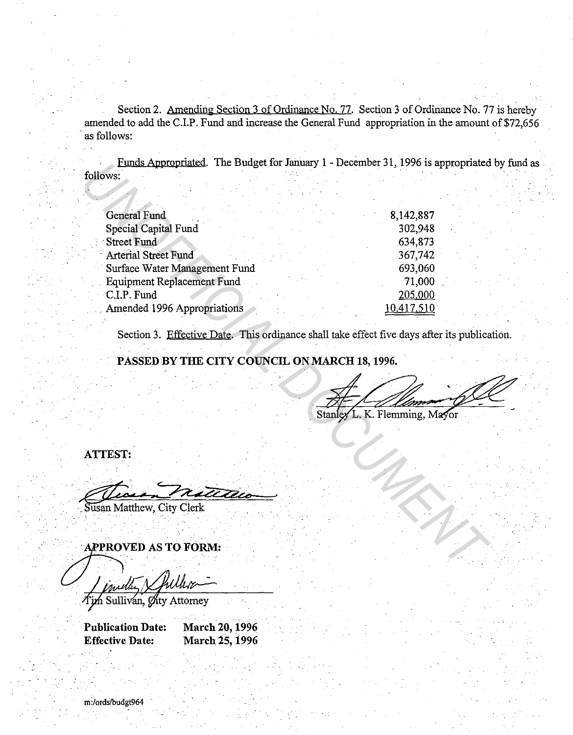Section 2. Amending Section 3 of Ordinance No. 77. Section 3 of Ordinance No. 77 is hereby amended to add the C.I.P. Fund and increase the General Fund appropriation in the amount of $72,656 as follows:

Funds Appropriated. The Budget for January 1 - December 31, 1996 is appropriated by fund as follows:

| | |
|---|---|
| General Fund | 8,142,887 |
| Special Capital Fund | 302,948 |
| Street Fund | 634,873 |
| Arterial Street Fund | 367,742 |
| Surface Water Management Fund | 693,060 |
| Equipment Replacement Fund | 71,000 |
| C.I.P. Fund | 205,000 |
| Amended 1996 Appropriations | 10,417,510 |

Section 3. Effective Date. This ordinance shall take effect five days after its publication.

**PASSED BY THE CITY COUNCIL ON MARCH 18, 1996.**

Stanley L. K. Flemming, Mayor

**ATTEST:**

Susan Matthew, City Clerk

**APPROVED AS TO FORM:**

Tim Sullivan, City Attorney

**Publication Date:** **March 20, 1996**
**Effective Date:** **March 25, 1996**

m:/ords/budgt964